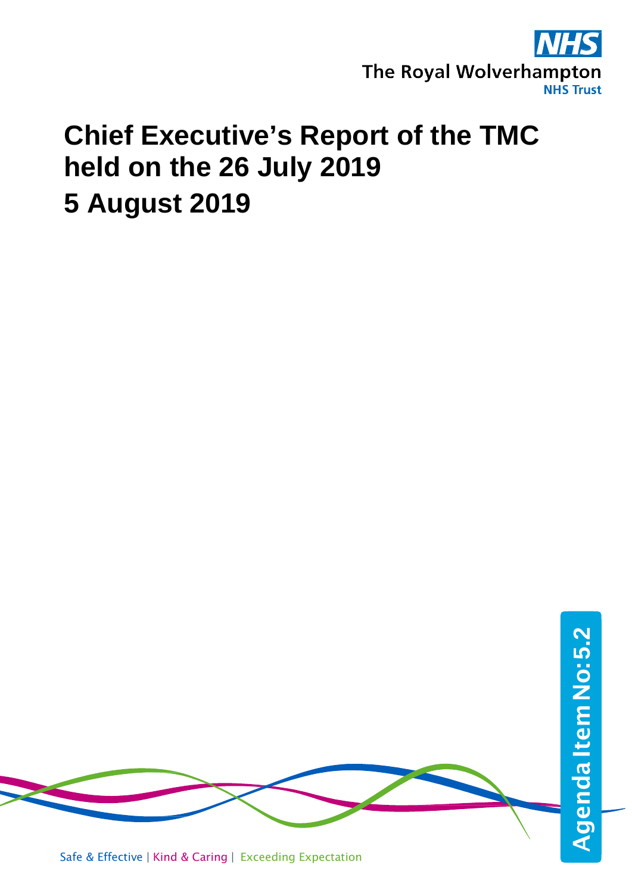The Royal Wolverhampton NHS Trust

# Chief Executive's Report of the TMC held on the 26 July 2019

## 5 August 2019

Agenda Item No: 5.2

Safe & Effective | Kind & Caring | Exceeding Expectation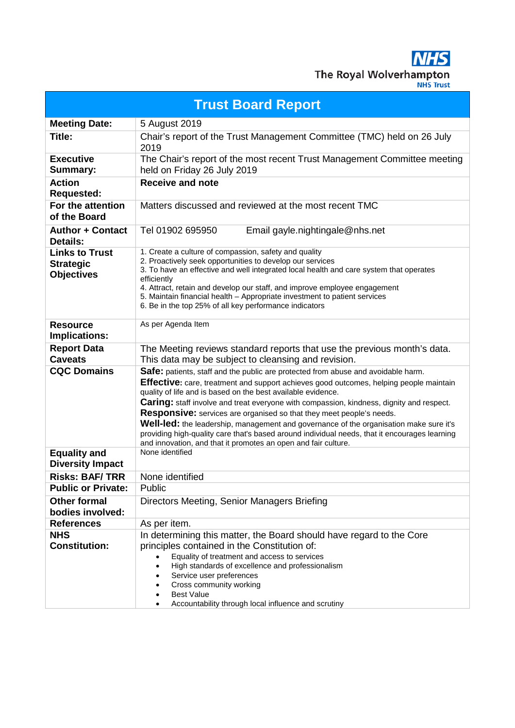The Royal Wolverhampton NHS Trust

# Trust Board Report

| | |
|---|---|
| **Meeting Date:** | 5 August 2019 |
| **Title:** | Chair's report of the Trust Management Committee (TMC) held on 26 July 2019 |
| **Executive Summary:** | The Chair's report of the most recent Trust Management Committee meeting held on Friday 26 July 2019 |
| **Action Requested:** | **Receive and note** |
| **For the attention of the Board** | Matters discussed and reviewed at the most recent TMC |
| **Author + Contact Details:** | Tel 01902 695950 Email gayle.nightingale@nhs.net |
| **Links to Trust Strategic Objectives** | 1. Create a culture of compassion, safety and quality<br>2. Proactively seek opportunities to develop our services<br>3. To have an effective and well integrated local health and care system that operates efficiently<br>4. Attract, retain and develop our staff, and improve employee engagement<br>5. Maintain financial health – Appropriate investment to patient services<br>6. Be in the top 25% of all key performance indicators |
| **Resource Implications:** | As per Agenda Item |
| **Report Data Caveats** | The Meeting reviews standard reports that use the previous month's data. This data may be subject to cleansing and revision. |
| **CQC Domains** | **Safe:** patients, staff and the public are protected from abuse and avoidable harm.<br>**Effective:** care, treatment and support achieves good outcomes, helping people maintain quality of life and is based on the best available evidence.<br>**Caring:** staff involve and treat everyone with compassion, kindness, dignity and respect.<br>**Responsive:** services are organised so that they meet people's needs.<br>**Well-led:** the leadership, management and governance of the organisation make sure it's providing high-quality care that's based around individual needs, that it encourages learning and innovation, and that it promotes an open and fair culture. |
| **Equality and Diversity Impact** | None identified |
| **Risks: BAF/ TRR** | None identified |
| **Public or Private:** | Public |
| **Other formal bodies involved:** | Directors Meeting, Senior Managers Briefing |
| **References** | As per item. |
| **NHS Constitution:** | In determining this matter, the Board should have regard to the Core principles contained in the Constitution of:<br>• Equality of treatment and access to services<br>• High standards of excellence and professionalism<br>• Service user preferences<br>• Cross community working<br>• Best Value<br>• Accountability through local influence and scrutiny |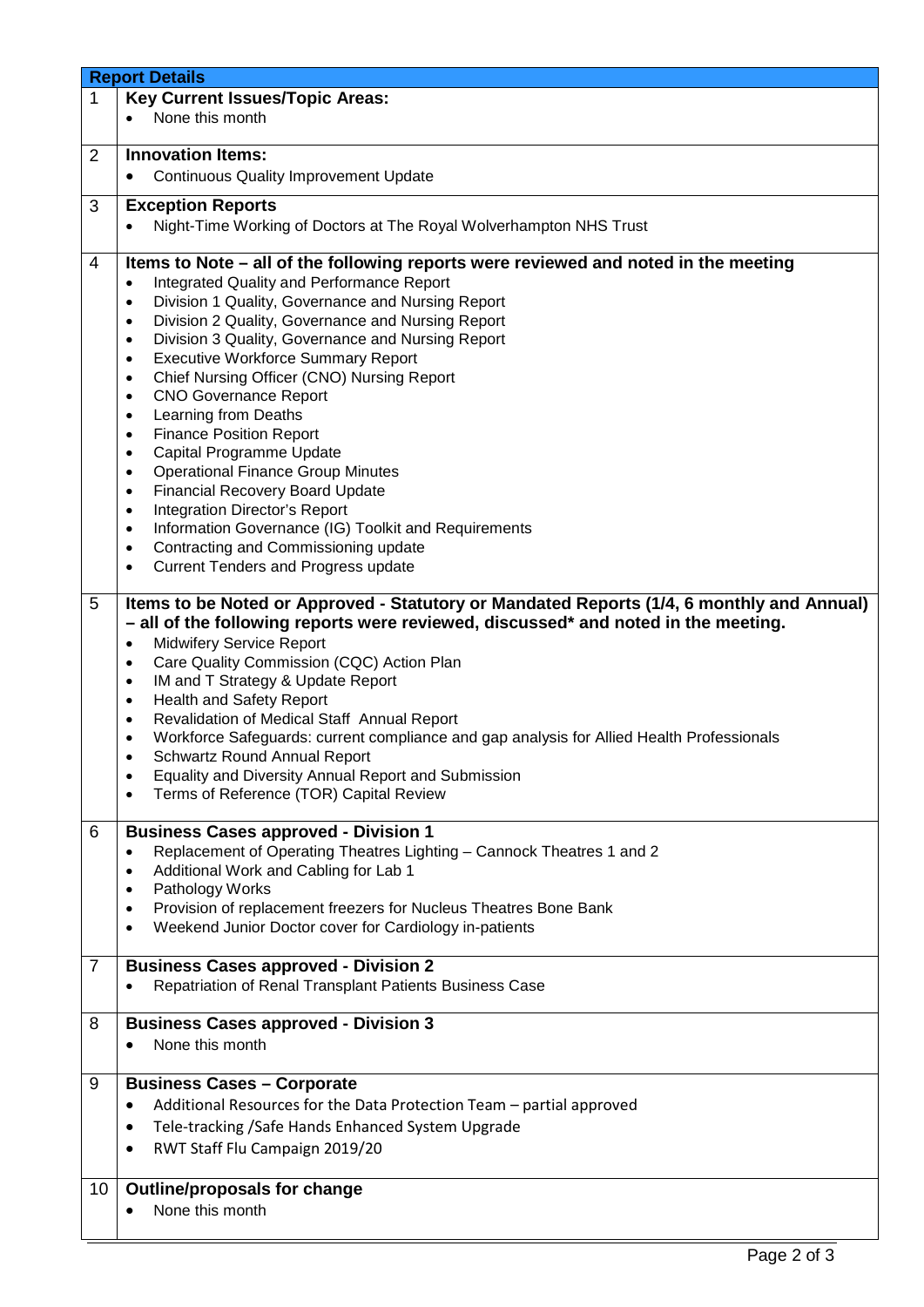| Report Details | |
|---|---|
| 1 | **Key Current Issues/Topic Areas:**<br>• None this month |
| 2 | **Innovation Items:**<br>• Continuous Quality Improvement Update |
| 3 | **Exception Reports**<br>• Night-Time Working of Doctors at The Royal Wolverhampton NHS Trust |
| 4 | **Items to Note – all of the following reports were reviewed and noted in the meeting**<br>• Integrated Quality and Performance Report<br>• Division 1 Quality, Governance and Nursing Report<br>• Division 2 Quality, Governance and Nursing Report<br>• Division 3 Quality, Governance and Nursing Report<br>• Executive Workforce Summary Report<br>• Chief Nursing Officer (CNO) Nursing Report<br>• CNO Governance Report<br>• Learning from Deaths<br>• Finance Position Report<br>• Capital Programme Update<br>• Operational Finance Group Minutes<br>• Financial Recovery Board Update<br>• Integration Director's Report<br>• Information Governance (IG) Toolkit and Requirements<br>• Contracting and Commissioning update<br>• Current Tenders and Progress update |
| 5 | **Items to be Noted or Approved - Statutory or Mandated Reports (1/4, 6 monthly and Annual) – all of the following reports were reviewed, discussed* and noted in the meeting.**<br>• Midwifery Service Report<br>• Care Quality Commission (CQC) Action Plan<br>• IM and T Strategy & Update Report<br>• Health and Safety Report<br>• Revalidation of Medical Staff Annual Report<br>• Workforce Safeguards: current compliance and gap analysis for Allied Health Professionals<br>• Schwartz Round Annual Report<br>• Equality and Diversity Annual Report and Submission<br>• Terms of Reference (TOR) Capital Review |
| 6 | **Business Cases approved - Division 1**<br>• Replacement of Operating Theatres Lighting – Cannock Theatres 1 and 2<br>• Additional Work and Cabling for Lab 1<br>• Pathology Works<br>• Provision of replacement freezers for Nucleus Theatres Bone Bank<br>• Weekend Junior Doctor cover for Cardiology in-patients |
| 7 | **Business Cases approved - Division 2**<br>• Repatriation of Renal Transplant Patients Business Case |
| 8 | **Business Cases approved - Division 3**<br>• None this month |
| 9 | **Business Cases – Corporate**<br>• Additional Resources for the Data Protection Team – partial approved<br>• Tele-tracking /Safe Hands Enhanced System Upgrade<br>• RWT Staff Flu Campaign 2019/20 |
| 10 | **Outline/proposals for change**<br>• None this month |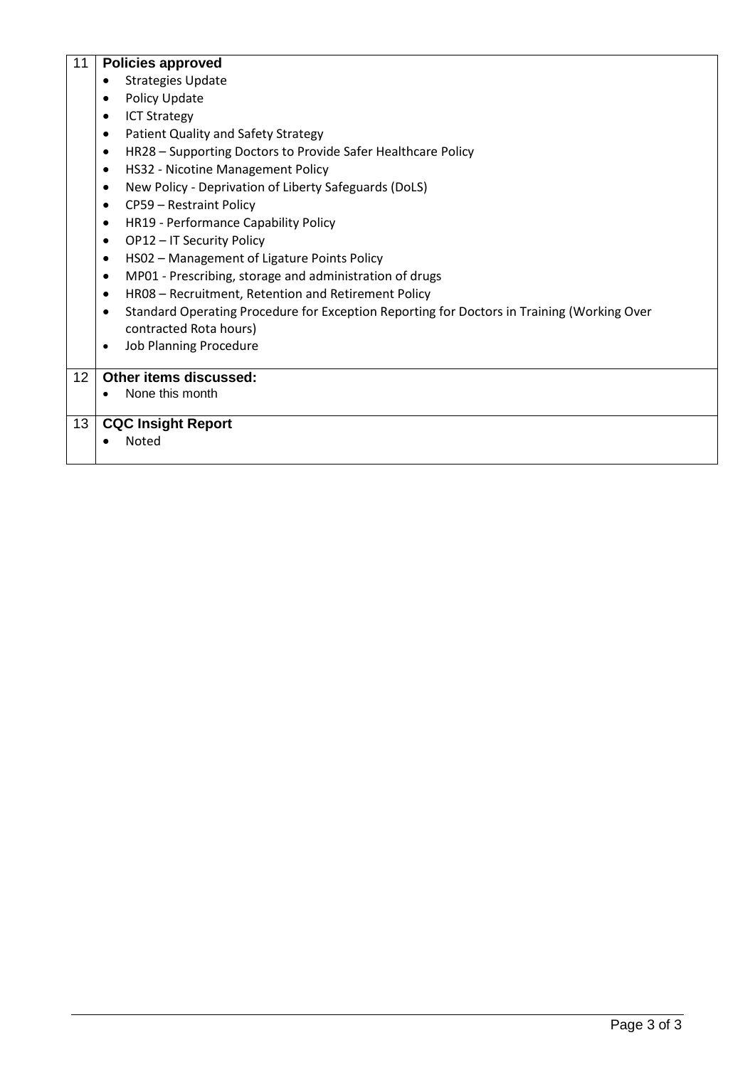| | |
|---|---|
| 11 | **Policies approved**<br>• Strategies Update<br>• Policy Update<br>• ICT Strategy<br>• Patient Quality and Safety Strategy<br>• HR28 – Supporting Doctors to Provide Safer Healthcare Policy<br>• HS32 - Nicotine Management Policy<br>• New Policy - Deprivation of Liberty Safeguards (DoLS)<br>• CP59 – Restraint Policy<br>• HR19 - Performance Capability Policy<br>• OP12 – IT Security Policy<br>• HS02 – Management of Ligature Points Policy<br>• MP01 - Prescribing, storage and administration of drugs<br>• HR08 – Recruitment, Retention and Retirement Policy<br>• Standard Operating Procedure for Exception Reporting for Doctors in Training (Working Over contracted Rota hours)<br>• Job Planning Procedure |
| 12 | **Other items discussed:**<br>• None this month |
| 13 | **CQC Insight Report**<br>• Noted |